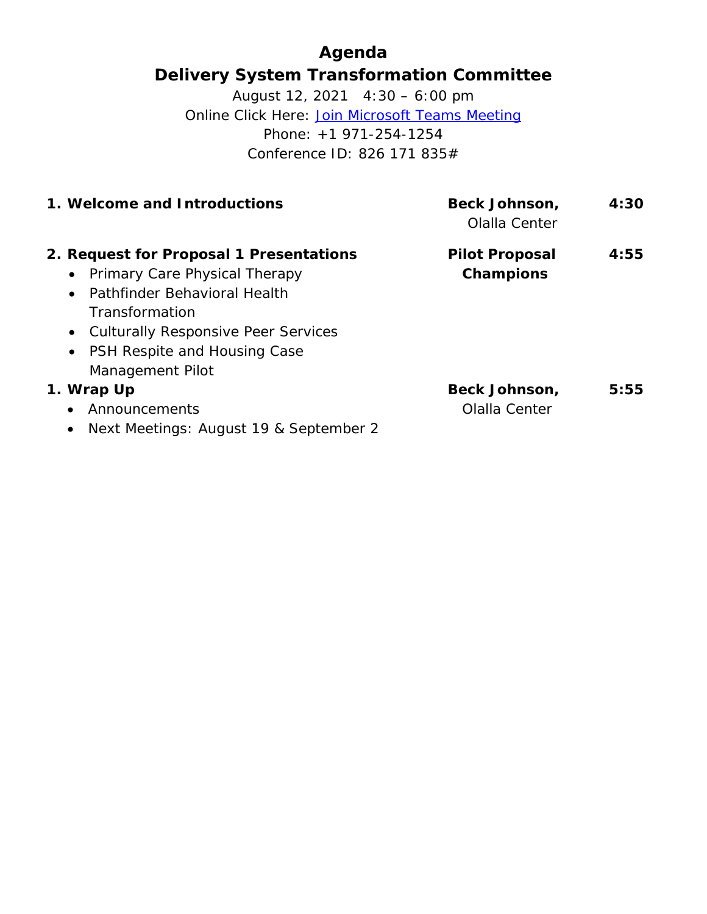# Agenda

## Delivery System Transformation Committee

August 12, 2021 4:30 – 6:00 pm

Online Click Here: [Join Microsoft Teams Meeting]

Phone: +1 971-254-1254

Conference ID: 826 171 835#

| Item | Presenter | Time |
|---|---|---|
| **1. Welcome and Introductions** | **Beck Johnson,** Olalla Center | **4:30** |
| **2. Request for Proposal 1 Presentations**<br>• Primary Care Physical Therapy<br>• Pathfinder Behavioral Health Transformation<br>• Culturally Responsive Peer Services<br>• PSH Respite and Housing Case Management Pilot | **Pilot Proposal Champions** | **4:55** |
| **1. Wrap Up**<br>• Announcements<br>• Next Meetings: August 19 & September 2 | **Beck Johnson,** Olalla Center | **5:55** |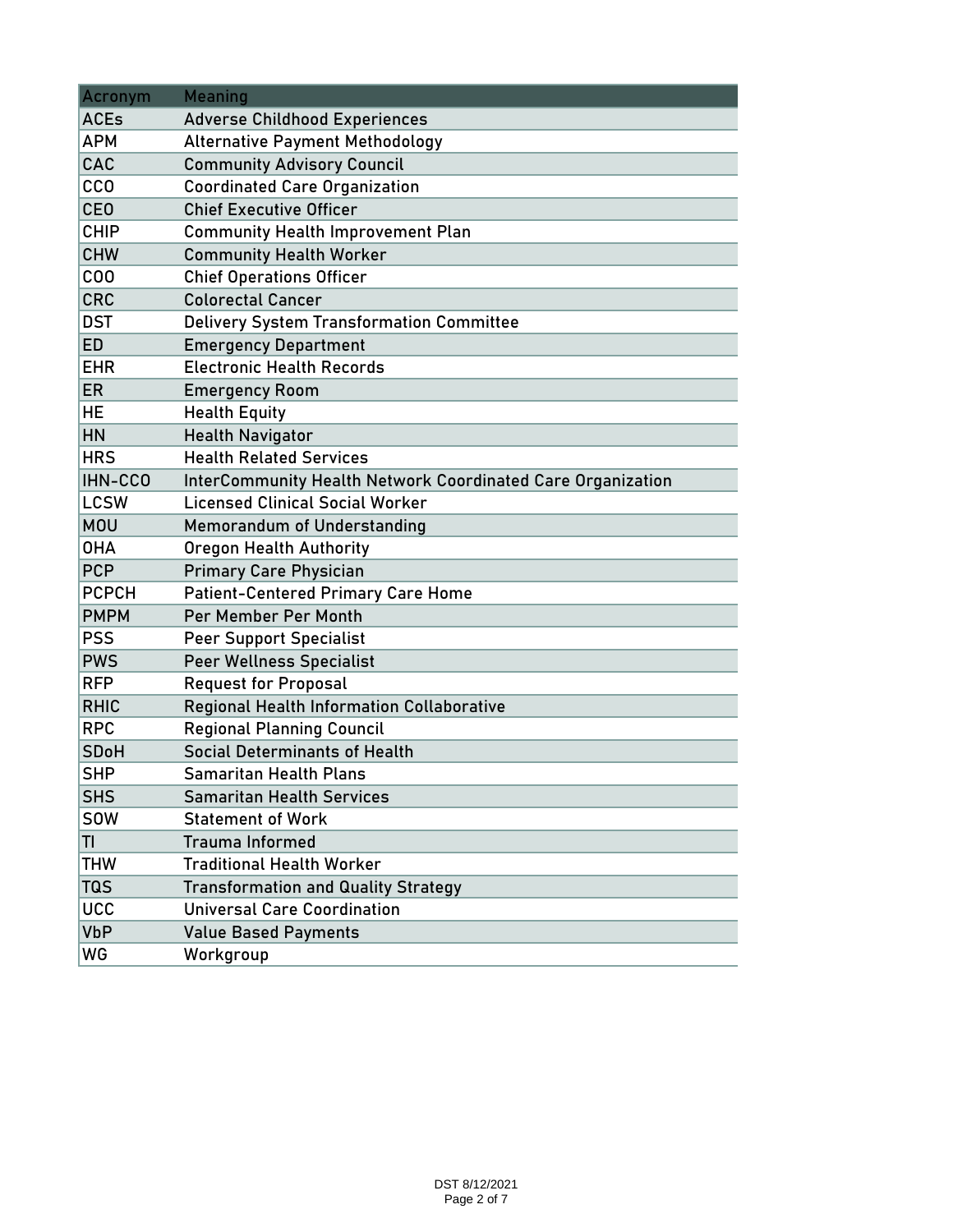| Acronym | Meaning |
| --- | --- |
| ACEs | Adverse Childhood Experiences |
| APM | Alternative Payment Methodology |
| CAC | Community Advisory Council |
| CCO | Coordinated Care Organization |
| CEO | Chief Executive Officer |
| CHIP | Community Health Improvement Plan |
| CHW | Community Health Worker |
| COO | Chief Operations Officer |
| CRC | Colorectal Cancer |
| DST | Delivery System Transformation Committee |
| ED | Emergency Department |
| EHR | Electronic Health Records |
| ER | Emergency Room |
| HE | Health Equity |
| HN | Health Navigator |
| HRS | Health Related Services |
| IHN-CCO | InterCommunity Health Network Coordinated Care Organization |
| LCSW | Licensed Clinical Social Worker |
| MOU | Memorandum of Understanding |
| OHA | Oregon Health Authority |
| PCP | Primary Care Physician |
| PCPCH | Patient-Centered Primary Care Home |
| PMPM | Per Member Per Month |
| PSS | Peer Support Specialist |
| PWS | Peer Wellness Specialist |
| RFP | Request for Proposal |
| RHIC | Regional Health Information Collaborative |
| RPC | Regional Planning Council |
| SDoH | Social Determinants of Health |
| SHP | Samaritan Health Plans |
| SHS | Samaritan Health Services |
| SOW | Statement of Work |
| TI | Trauma Informed |
| THW | Traditional Health Worker |
| TQS | Transformation and Quality Strategy |
| UCC | Universal Care Coordination |
| VbP | Value Based Payments |
| WG | Workgroup |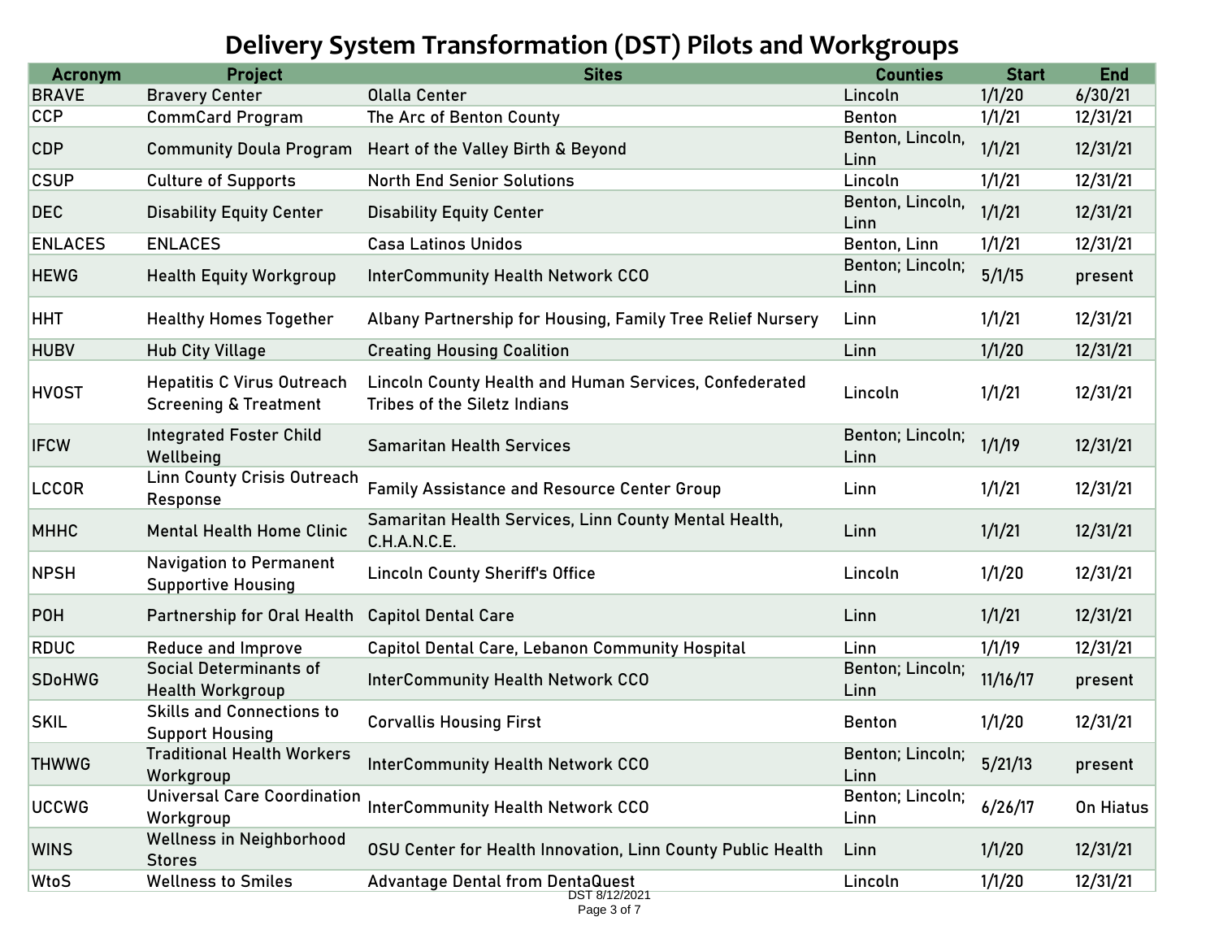# Delivery System Transformation (DST) Pilots and Workgroups

| Acronym | Project | Sites | Counties | Start | End |
|---|---|---|---|---|---|
| BRAVE | Bravery Center | Olalla Center | Lincoln | 1/1/20 | 6/30/21 |
| CCP | CommCard Program | The Arc of Benton County | Benton | 1/1/21 | 12/31/21 |
| CDP | Community Doula Program | Heart of the Valley Birth & Beyond | Benton, Lincoln, Linn | 1/1/21 | 12/31/21 |
| CSUP | Culture of Supports | North End Senior Solutions | Lincoln | 1/1/21 | 12/31/21 |
| DEC | Disability Equity Center | Disability Equity Center | Benton, Lincoln, Linn | 1/1/21 | 12/31/21 |
| ENLACES | ENLACES | Casa Latinos Unidos | Benton, Linn | 1/1/21 | 12/31/21 |
| HEWG | Health Equity Workgroup | InterCommunity Health Network CCO | Benton; Lincoln; Linn | 5/1/15 | present |
| HHT | Healthy Homes Together | Albany Partnership for Housing, Family Tree Relief Nursery | Linn | 1/1/21 | 12/31/21 |
| HUBV | Hub City Village | Creating Housing Coalition | Linn | 1/1/20 | 12/31/21 |
| HVOST | Hepatitis C Virus Outreach Screening & Treatment | Lincoln County Health and Human Services, Confederated Tribes of the Siletz Indians | Lincoln | 1/1/21 | 12/31/21 |
| IFCW | Integrated Foster Child Wellbeing | Samaritan Health Services | Benton; Lincoln; Linn | 1/1/19 | 12/31/21 |
| LCCOR | Linn County Crisis Outreach Response | Family Assistance and Resource Center Group | Linn | 1/1/21 | 12/31/21 |
| MHHC | Mental Health Home Clinic | Samaritan Health Services, Linn County Mental Health, C.H.A.N.C.E. | Linn | 1/1/21 | 12/31/21 |
| NPSH | Navigation to Permanent Supportive Housing | Lincoln County Sheriff's Office | Lincoln | 1/1/20 | 12/31/21 |
| POH | Partnership for Oral Health | Capitol Dental Care | Linn | 1/1/21 | 12/31/21 |
| RDUC | Reduce and Improve | Capitol Dental Care, Lebanon Community Hospital | Linn | 1/1/19 | 12/31/21 |
| SDoHWG | Social Determinants of Health Workgroup | InterCommunity Health Network CCO | Benton; Lincoln; Linn | 11/16/17 | present |
| SKIL | Skills and Connections to Support Housing | Corvallis Housing First | Benton | 1/1/20 | 12/31/21 |
| THWWG | Traditional Health Workers Workgroup | InterCommunity Health Network CCO | Benton; Lincoln; Linn | 5/21/13 | present |
| UCCWG | Universal Care Coordination Workgroup | InterCommunity Health Network CCO | Benton; Lincoln; Linn | 6/26/17 | On Hiatus |
| WINS | Wellness in Neighborhood Stores | OSU Center for Health Innovation, Linn County Public Health | Linn | 1/1/20 | 12/31/21 |
| WtoS | Wellness to Smiles | Advantage Dental from DentaQuest | Lincoln | 1/1/20 | 12/31/21 |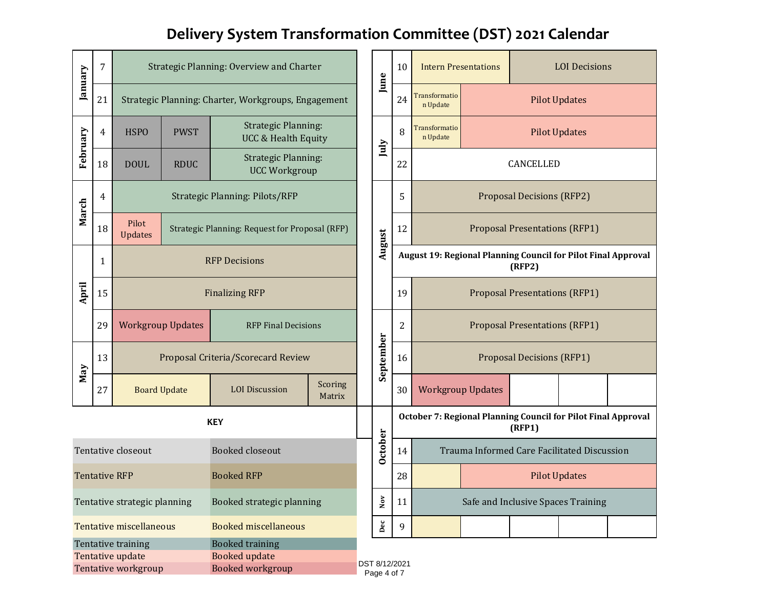# Delivery System Transformation Committee (DST) 2021 Calendar

| Month | Date | Agenda | | |
|---|---|---|---|---|
| January | 7 | Strategic Planning: Overview and Charter | | |
| January | 21 | Strategic Planning: Charter, Workgroups, Engagement | | |
| February | 4 | HSPO | PWST | Strategic Planning: UCC & Health Equity |
| February | 18 | DOUL | RDUC | Strategic Planning: UCC Workgroup |
| March | 4 | Strategic Planning: Pilots/RFP | | |
| March | 18 | Pilot Updates | Strategic Planning: Request for Proposal (RFP) | |
| April | 1 | RFP Decisions | | |
| April | 15 | Finalizing RFP | | |
| April | 29 | Workgroup Updates | RFP Final Decisions | |
| May | 13 | Proposal Criteria/Scorecard Review | | |
| May | 27 | Board Update | LOI Discussion | Scoring Matrix |

| Month | Date | Agenda | |
|---|---|---|---|
| June | 10 | Intern Presentations | LOI Decisions |
| June | 24 | Transformation Update | Pilot Updates |
| July | 8 | Transformation Update | Pilot Updates |
| July | 22 | CANCELLED | |
| August | 5 | Proposal Decisions (RFP2) | |
| August | 12 | Proposal Presentations (RFP1) | |
| August | | **August 19: Regional Planning Council for Pilot Final Approval (RFP2)** | |
| August | 19 | Proposal Presentations (RFP1) | |
| September | 2 | Proposal Presentations (RFP1) | |
| September | 16 | Proposal Decisions (RFP1) | |
| September | 30 | Workgroup Updates | |
| October | | **October 7: Regional Planning Council for Pilot Final Approval (RFP1)** | |
| October | 14 | Trauma Informed Care Facilitated Discussion | |
| October | 28 | | Pilot Updates |
| Nov | 11 | Safe and Inclusive Spaces Training | |
| Dec | 9 | | |

**KEY**

| Tentative | Booked |
|---|---|
| Tentative closeout | Booked closeout |
| Tentative RFP | Booked RFP |
| Tentative strategic planning | Booked strategic planning |
| Tentative miscellaneous | Booked miscellaneous |
| Tentative training | Booked training |
| Tentative update | Booked update |
| Tentative workgroup | Booked workgroup |

DST 8/12/2021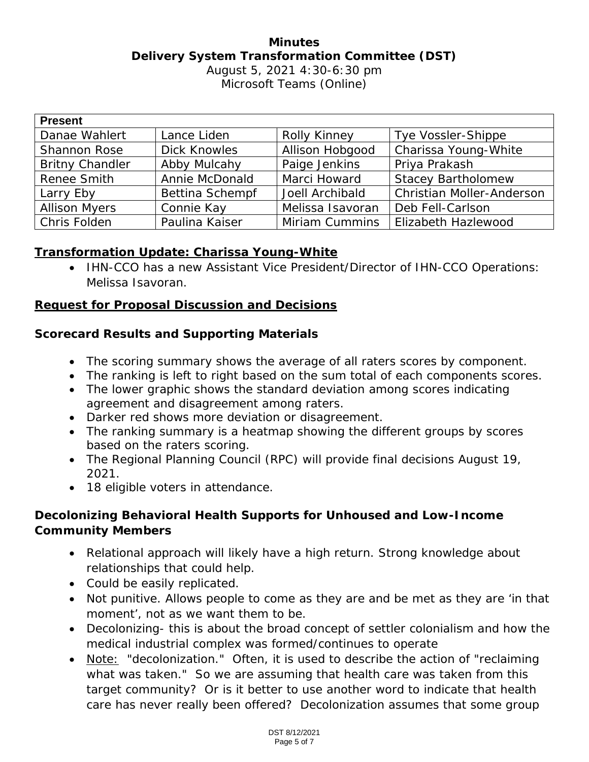# Minutes
## Delivery System Transformation Committee (DST)

August 5, 2021 4:30-6:30 pm
Microsoft Teams (Online)

| **Present** | | | |
|---|---|---|---|
| Danae Wahlert | Lance Liden | Rolly Kinney | Tye Vossler-Shippe |
| Shannon Rose | Dick Knowles | Allison Hobgood | Charissa Young-White |
| Britny Chandler | Abby Mulcahy | Paige Jenkins | Priya Prakash |
| Renee Smith | Annie McDonald | Marci Howard | Stacey Bartholomew |
| Larry Eby | Bettina Schempf | Joell Archibald | Christian Moller-Anderson |
| Allison Myers | Connie Kay | Melissa Isavoran | Deb Fell-Carlson |
| Chris Folden | Paulina Kaiser | Miriam Cummins | Elizabeth Hazlewood |

### Transformation Update: Charissa Young-White

- IHN-CCO has a new Assistant Vice President/Director of IHN-CCO Operations: Melissa Isavoran.

### Request for Proposal Discussion and Decisions

#### Scorecard Results and Supporting Materials

- The scoring summary shows the average of all raters scores by component.
- The ranking is left to right based on the sum total of each components scores.
- The lower graphic shows the standard deviation among scores indicating agreement and disagreement among raters.
- Darker red shows more deviation or disagreement.
- The ranking summary is a heatmap showing the different groups by scores based on the raters scoring.
- The Regional Planning Council (RPC) will provide final decisions August 19, 2021.
- 18 eligible voters in attendance.

#### Decolonizing Behavioral Health Supports for Unhoused and Low-Income Community Members

- Relational approach will likely have a high return. Strong knowledge about relationships that could help.
- Could be easily replicated.
- Not punitive. Allows people to come as they are and be met as they are 'in that moment', not as we want them to be.
- Decolonizing- this is about the broad concept of settler colonialism and how the medical industrial complex was formed/continues to operate
- Note: "decolonization." Often, it is used to describe the action of "reclaiming what was taken." So we are assuming that health care was taken from this target community? Or is it better to use another word to indicate that health care has never really been offered? Decolonization assumes that some group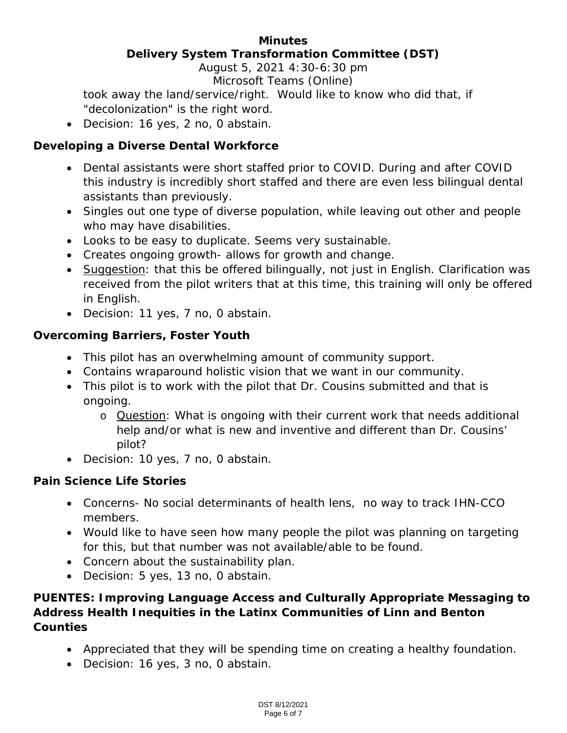took away the land/service/right. Would like to know who did that, if "decolonization" is the right word.

- Decision: 16 yes, 2 no, 0 abstain.

**Developing a Diverse Dental Workforce**

- Dental assistants were short staffed prior to COVID. During and after COVID this industry is incredibly short staffed and there are even less bilingual dental assistants than previously.
- Singles out one type of diverse population, while leaving out other and people who may have disabilities.
- Looks to be easy to duplicate. Seems very sustainable.
- Creates ongoing growth- allows for growth and change.
- Suggestion: that this be offered bilingually, not just in English. Clarification was received from the pilot writers that at this time, this training will only be offered in English.
- Decision: 11 yes, 7 no, 0 abstain.

**Overcoming Barriers, Foster Youth**

- This pilot has an overwhelming amount of community support.
- Contains wraparound holistic vision that we want in our community.
- This pilot is to work with the pilot that Dr. Cousins submitted and that is ongoing.
  - Question: What is ongoing with their current work that needs additional help and/or what is new and inventive and different than Dr. Cousins' pilot?
- Decision: 10 yes, 7 no, 0 abstain.

**Pain Science Life Stories**

- Concerns- No social determinants of health lens, no way to track IHN-CCO members.
- Would like to have seen how many people the pilot was planning on targeting for this, but that number was not available/able to be found.
- Concern about the sustainability plan.
- Decision: 5 yes, 13 no, 0 abstain.

**PUENTES: Improving Language Access and Culturally Appropriate Messaging to Address Health Inequities in the Latinx Communities of Linn and Benton Counties**

- Appreciated that they will be spending time on creating a healthy foundation.
- Decision: 16 yes, 3 no, 0 abstain.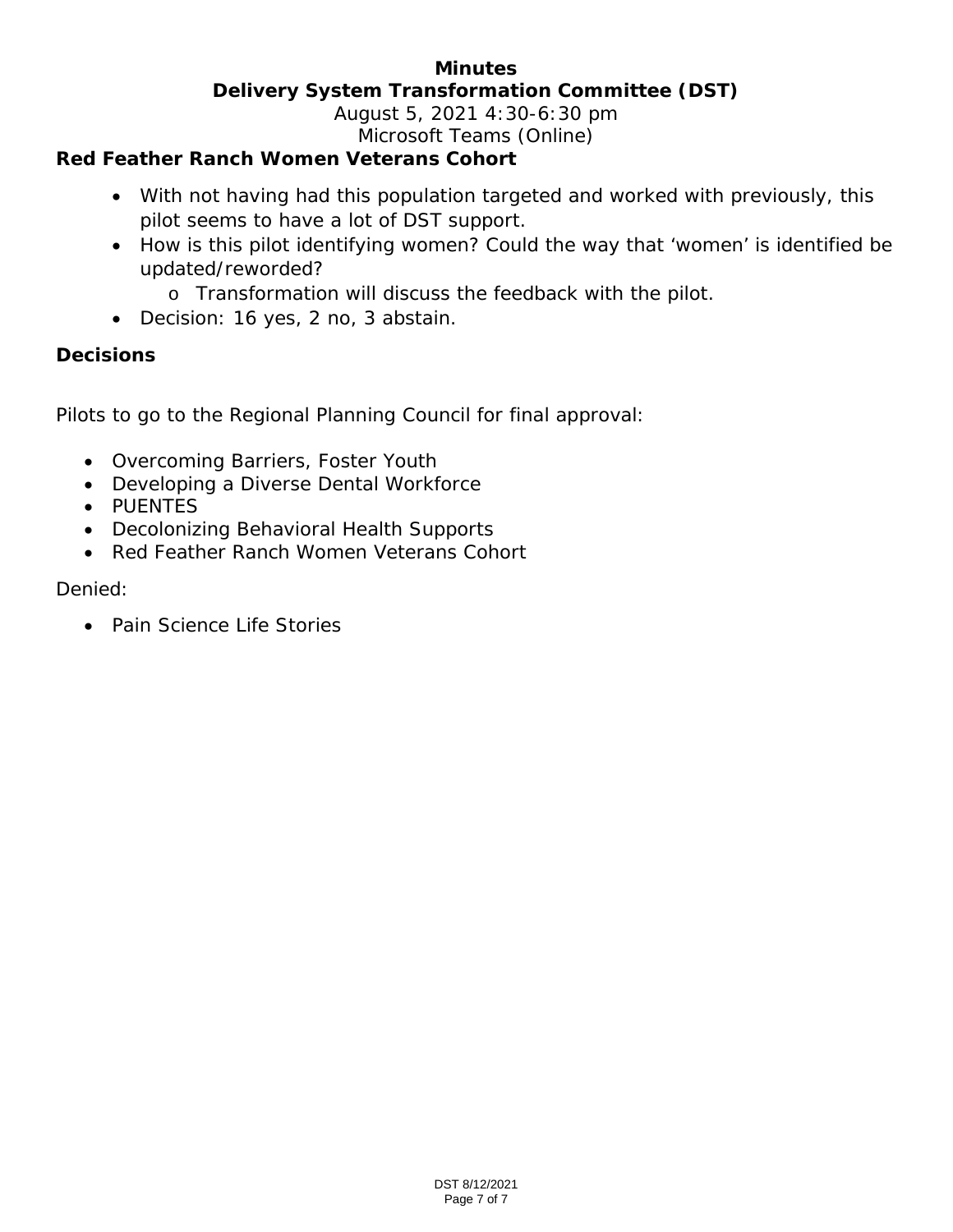**Minutes**
**Delivery System Transformation Committee (DST)**
August 5, 2021 4:30-6:30 pm
Microsoft Teams (Online)

**Red Feather Ranch Women Veterans Cohort**

- With not having had this population targeted and worked with previously, this pilot seems to have a lot of DST support.
- How is this pilot identifying women? Could the way that 'women' is identified be updated/reworded?
  - Transformation will discuss the feedback with the pilot.
- Decision: 16 yes, 2 no, 3 abstain.

## Decisions

Pilots to go to the Regional Planning Council for final approval:

- Overcoming Barriers, Foster Youth
- Developing a Diverse Dental Workforce
- PUENTES
- Decolonizing Behavioral Health Supports
- Red Feather Ranch Women Veterans Cohort

Denied:

- Pain Science Life Stories